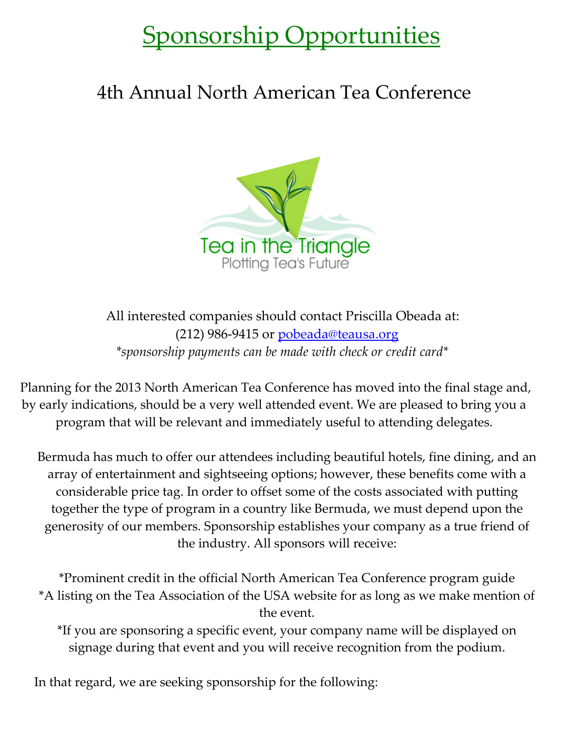# Sponsorship Opportunities

## 4th Annual North American Tea Conference

Tea in the Triangle
Plotting Tea's Future

All interested companies should contact Priscilla Obeada at:
(212) 986-9415 or pobeada@teausa.org
*\*sponsorship payments can be made with check or credit card\**

Planning for the 2013 North American Tea Conference has moved into the final stage and, by early indications, should be a very well attended event. We are pleased to bring you a program that will be relevant and immediately useful to attending delegates.

Bermuda has much to offer our attendees including beautiful hotels, fine dining, and an array of entertainment and sightseeing options; however, these benefits come with a considerable price tag. In order to offset some of the costs associated with putting together the type of program in a country like Bermuda, we must depend upon the generosity of our members. Sponsorship establishes your company as a true friend of the industry. All sponsors will receive:

*Prominent credit in the official North American Tea Conference program guide
*A listing on the Tea Association of the USA website for as long as we make mention of the event.
*If you are sponsoring a specific event, your company name will be displayed on signage during that event and you will receive recognition from the podium.

In that regard, we are seeking sponsorship for the following: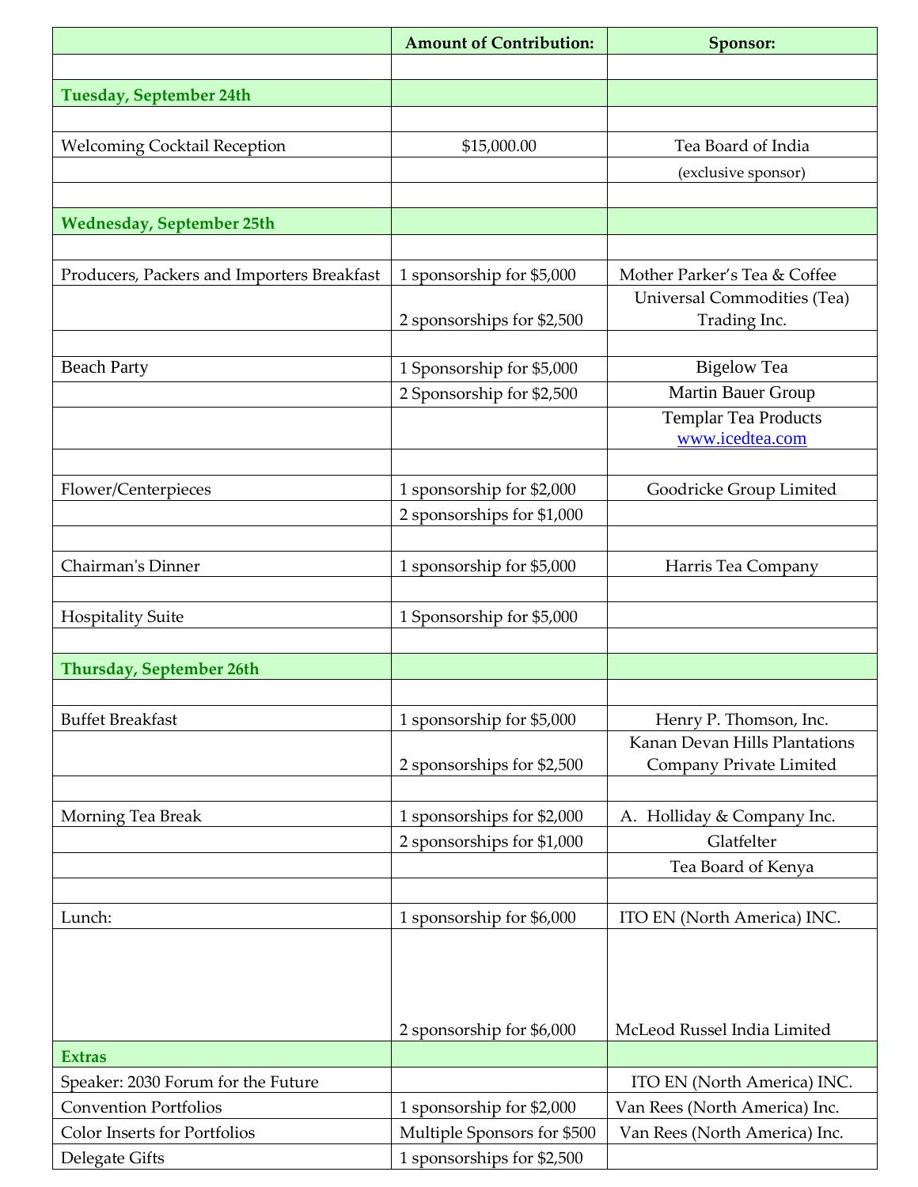| | Amount of Contribution: | Sponsor: |
|---|---|---|
| | | |
| **Tuesday, September 24th** | | |
| | | |
| Welcoming Cocktail Reception | $15,000.00 | Tea Board of India |
| | | (exclusive sponsor) |
| | | |
| **Wednesday, September 25th** | | |
| | | |
| Producers, Packers and Importers Breakfast | 1 sponsorship for $5,000 | Mother Parker's Tea & Coffee |
| | 2 sponsorships for $2,500 | Universal Commodities (Tea) Trading Inc. |
| | | |
| Beach Party | 1 Sponsorship for $5,000 | Bigelow Tea |
| | 2 Sponsorship for $2,500 | Martin Bauer Group |
| | | Templar Tea Products www.icedtea.com |
| | | |
| Flower/Centerpieces | 1 sponsorship for $2,000 | Goodricke Group Limited |
| | 2 sponsorships for $1,000 | |
| | | |
| Chairman's Dinner | 1 sponsorship for $5,000 | Harris Tea Company |
| | | |
| Hospitality Suite | 1 Sponsorship for $5,000 | |
| | | |
| **Thursday, September 26th** | | |
| | | |
| Buffet Breakfast | 1 sponsorship for $5,000 | Henry P. Thomson, Inc. |
| | 2 sponsorships for $2,500 | Kanan Devan Hills Plantations Company Private Limited |
| | | |
| Morning Tea Break | 1 sponsorships for $2,000 | A. Holliday & Company Inc. |
| | 2 sponsorships for $1,000 | Glatfelter |
| | | Tea Board of Kenya |
| | | |
| Lunch: | 1 sponsorship for $6,000 | ITO EN (North America) INC. |
| | 2 sponsorship for $6,000 | McLeod Russel India Limited |
| **Extras** | | |
| Speaker: 2030 Forum for the Future | | ITO EN (North America) INC. |
| Convention Portfolios | 1 sponsorship for $2,000 | Van Rees (North America) Inc. |
| Color Inserts for Portfolios | Multiple Sponsors for $500 | Van Rees (North America) Inc. |
| Delegate Gifts | 1 sponsorships for $2,500 | |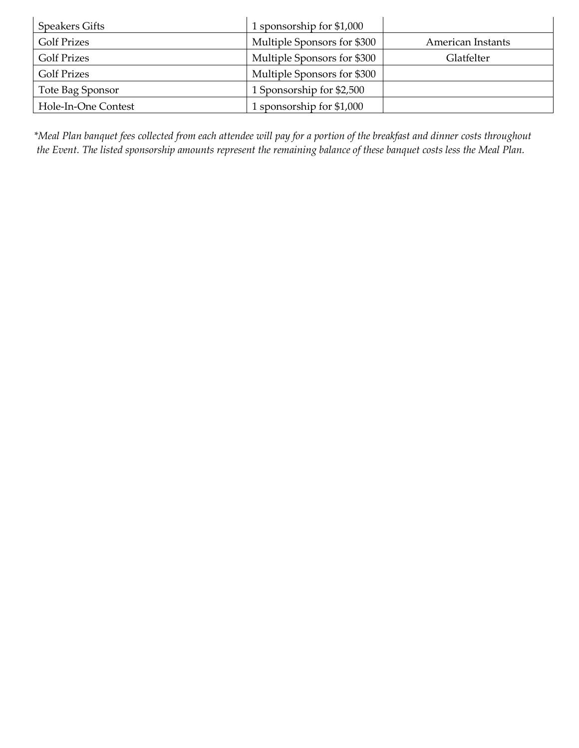| | | |
|---|---|---|
| Speakers Gifts | 1 sponsorship for $1,000 | |
| Golf Prizes | Multiple Sponsors for $300 | American Instants |
| Golf Prizes | Multiple Sponsors for $300 | Glatfelter |
| Golf Prizes | Multiple Sponsors for $300 | |
| Tote Bag Sponsor | 1 Sponsorship for $2,500 | |
| Hole-In-One Contest | 1 sponsorship for $1,000 | |

*\*Meal Plan banquet fees collected from each attendee will pay for a portion of the breakfast and dinner costs throughout the Event. The listed sponsorship amounts represent the remaining balance of these banquet costs less the Meal Plan.*